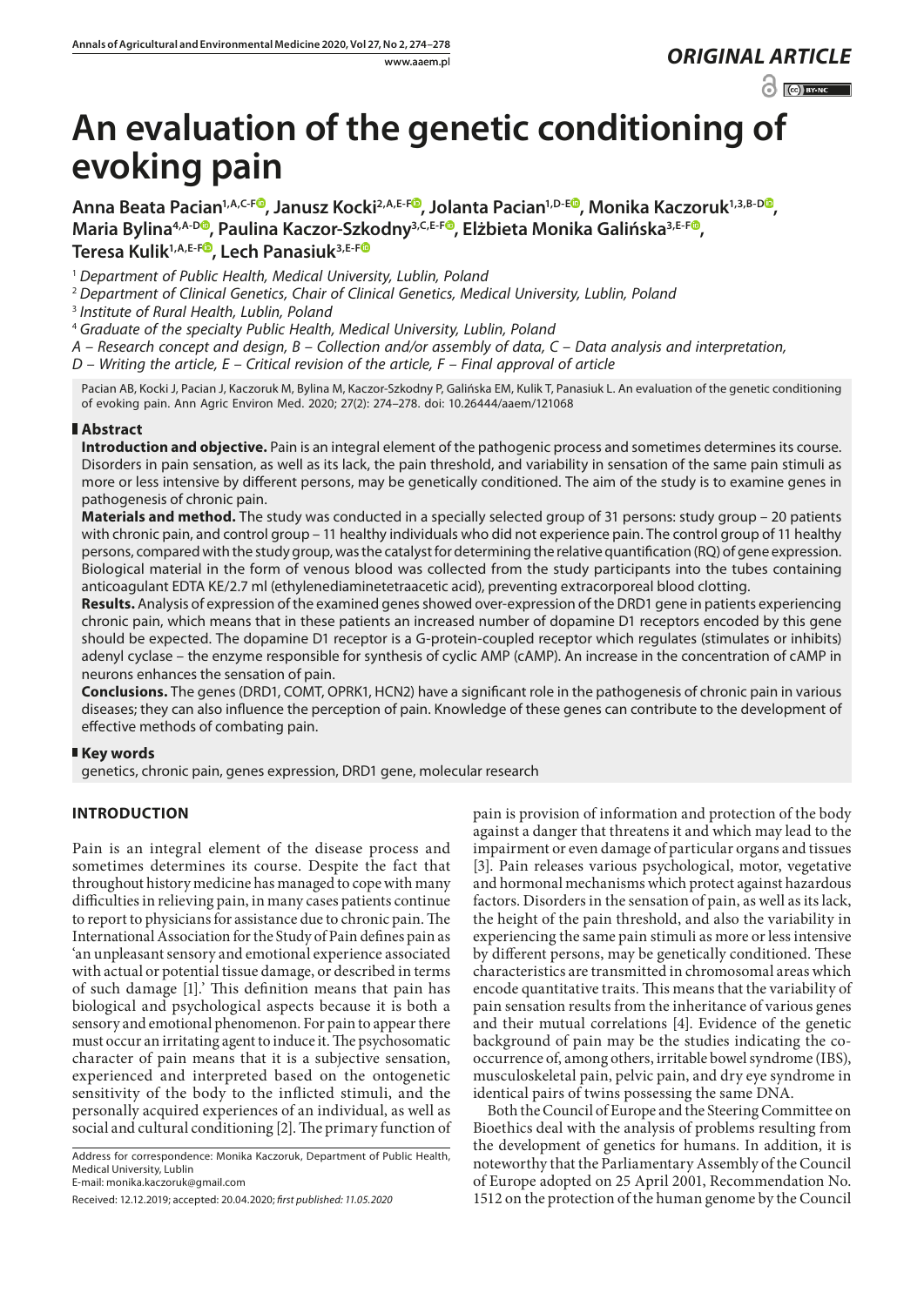*ORIGINAL ARTICLE*

# An evaluation of the genetic conditioning of evoking pain

**Anna Beata Pacian[1,A,C-F], Janusz Kocki[2,A,E-F], Jolanta Pacian[1,D-E], Monika Kaczoruk[1,3,B-D], Maria Bylina[4,A-D], Paulina Kaczor-Szkodny[3,C,E-F], Elżbieta Monika Galińska[3,E-F], Teresa Kulik[1,A,E-F], Lech Panasiuk[3,E-F]**

[1] *Department of Public Health, Medical University, Lublin, Poland*

[2] *Department of Clinical Genetics, Chair of Clinical Genetics, Medical University, Lublin, Poland*

[3] *Institute of Rural Health, Lublin, Poland*

[4] *Graduate of the specialty Public Health, Medical University, Lublin, Poland*

*A – Research concept and design, B – Collection and/or assembly of data, C – Data analysis and interpretation, D – Writing the article, E – Critical revision of the article, F – Final approval of article*

Pacian AB, Kocki J, Pacian J, Kaczoruk M, Bylina M, Kaczor-Szkodny P, Galińska EM, Kulik T, Panasiuk L. An evaluation of the genetic conditioning of evoking pain. Ann Agric Environ Med. 2020; 27(2): 274–278. doi: 10.26444/aaem/121068

## Abstract

**Introduction and objective.** Pain is an integral element of the pathogenic process and sometimes determines its course. Disorders in pain sensation, as well as its lack, the pain threshold, and variability in sensation of the same pain stimuli as more or less intensive by different persons, may be genetically conditioned. The aim of the study is to examine genes in pathogenesis of chronic pain.

**Materials and method.** The study was conducted in a specially selected group of 31 persons: study group – 20 patients with chronic pain, and control group – 11 healthy individuals who did not experience pain. The control group of 11 healthy persons, compared with the study group, was the catalyst for determining the relative quantification (RQ) of gene expression. Biological material in the form of venous blood was collected from the study participants into the tubes containing anticoagulant EDTA KE/2.7 ml (ethylenediaminetetraacetic acid), preventing extracorporeal blood clotting.

**Results.** Analysis of expression of the examined genes showed over-expression of the DRD1 gene in patients experiencing chronic pain, which means that in these patients an increased number of dopamine D1 receptors encoded by this gene should be expected. The dopamine D1 receptor is a G-protein-coupled receptor which regulates (stimulates or inhibits) adenyl cyclase – the enzyme responsible for synthesis of cyclic AMP (cAMP). An increase in the concentration of cAMP in neurons enhances the sensation of pain.

**Conclusions.** The genes (DRD1, COMT, OPRK1, HCN2) have a significant role in the pathogenesis of chronic pain in various diseases; they can also influence the perception of pain. Knowledge of these genes can contribute to the development of effective methods of combating pain.

## Key words

genetics, chronic pain, genes expression, DRD1 gene, molecular research

## INTRODUCTION

Pain is an integral element of the disease process and sometimes determines its course. Despite the fact that throughout history medicine has managed to cope with many difficulties in relieving pain, in many cases patients continue to report to physicians for assistance due to chronic pain. The International Association for the Study of Pain defines pain as 'an unpleasant sensory and emotional experience associated with actual or potential tissue damage, or described in terms of such damage [1].' This definition means that pain has biological and psychological aspects because it is both a sensory and emotional phenomenon. For pain to appear there must occur an irritating agent to induce it. The psychosomatic character of pain means that it is a subjective sensation, experienced and interpreted based on the ontogenetic sensitivity of the body to the inflicted stimuli, and the personally acquired experiences of an individual, as well as social and cultural conditioning [2]. The primary function of pain is provision of information and protection of the body against a danger that threatens it and which may lead to the impairment or even damage of particular organs and tissues [3]. Pain releases various psychological, motor, vegetative and hormonal mechanisms which protect against hazardous factors. Disorders in the sensation of pain, as well as its lack, the height of the pain threshold, and also the variability in experiencing the same pain stimuli as more or less intensive by different persons, may be genetically conditioned. These characteristics are transmitted in chromosomal areas which encode quantitative traits. This means that the variability of pain sensation results from the inheritance of various genes and their mutual correlations [4]. Evidence of the genetic background of pain may be the studies indicating the co-occurrence of, among others, irritable bowel syndrome (IBS), musculoskeletal pain, pelvic pain, and dry eye syndrome in identical pairs of twins possessing the same DNA.

Both the Council of Europe and the Steering Committee on Bioethics deal with the analysis of problems resulting from the development of genetics for humans. In addition, it is noteworthy that the Parliamentary Assembly of the Council of Europe adopted on 25 April 2001, Recommendation No. 1512 on the protection of the human genome by the Council

Address for correspondence: Monika Kaczoruk, Department of Public Health, Medical University, Lublin
E-mail: monika.kaczoruk@gmail.com

Received: 12.12.2019; accepted: 20.04.2020; *first published: 11.05.2020*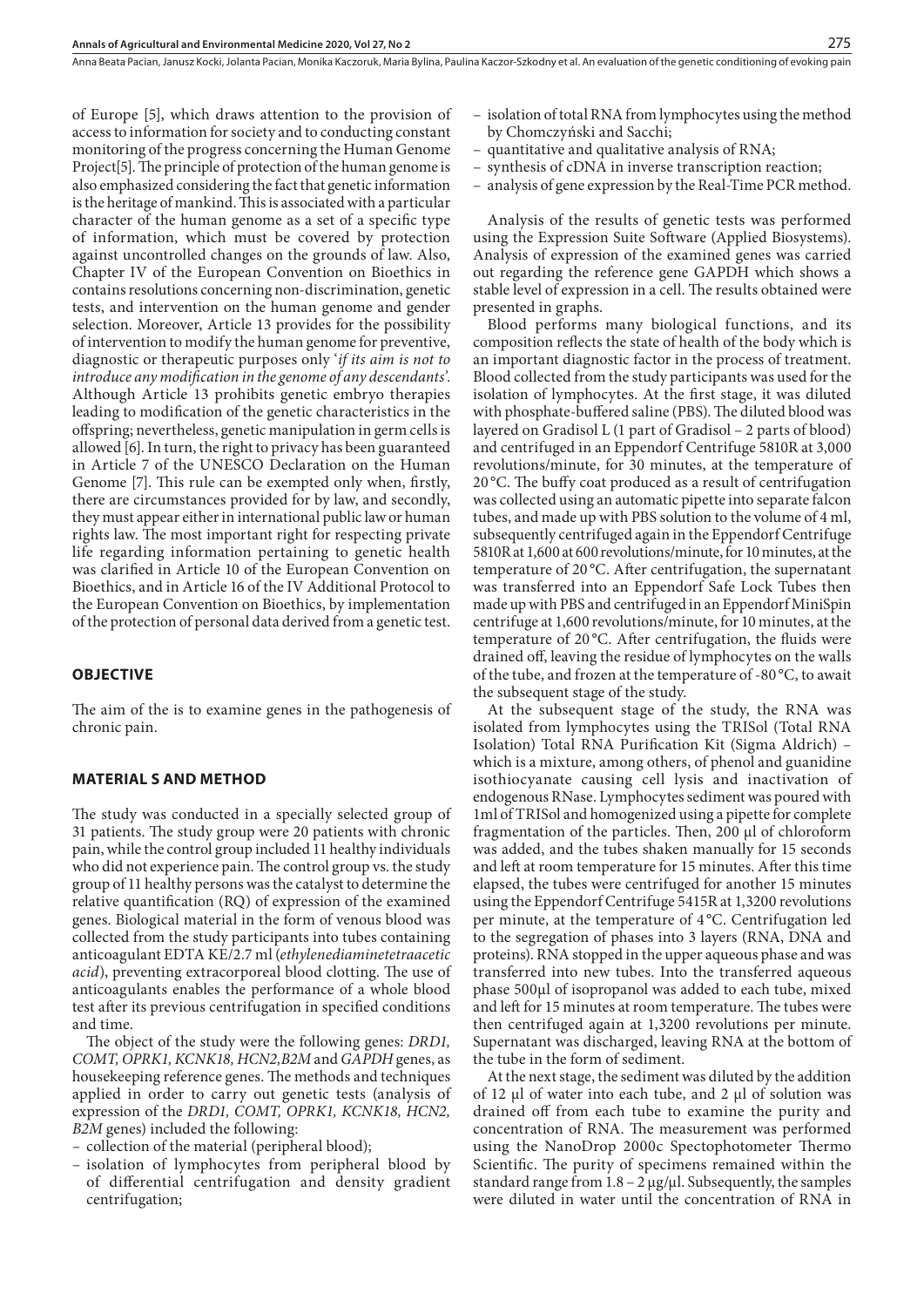of Europe [5], which draws attention to the provision of access to information for society and to conducting constant monitoring of the progress concerning the Human Genome Project[5]. The principle of protection of the human genome is also emphasized considering the fact that genetic information is the heritage of mankind. This is associated with a particular character of the human genome as a set of a specific type of information, which must be covered by protection against uncontrolled changes on the grounds of law. Also, Chapter IV of the European Convention on Bioethics in contains resolutions concerning non-discrimination, genetic tests, and intervention on the human genome and gender selection. Moreover, Article 13 provides for the possibility of intervention to modify the human genome for preventive, diagnostic or therapeutic purposes only '*if its aim is not to introduce any modification in the genome of any descendants*'. Although Article 13 prohibits genetic embryo therapies leading to modification of the genetic characteristics in the offspring; nevertheless, genetic manipulation in germ cells is allowed [6]. In turn, the right to privacy has been guaranteed in Article 7 of the UNESCO Declaration on the Human Genome [7]. This rule can be exempted only when, firstly, there are circumstances provided for by law, and secondly, they must appear either in international public law or human rights law. The most important right for respecting private life regarding information pertaining to genetic health was clarified in Article 10 of the European Convention on Bioethics, and in Article 16 of the IV Additional Protocol to the European Convention on Bioethics, by implementation of the protection of personal data derived from a genetic test.

## OBJECTIVE

The aim of the is to examine genes in the pathogenesis of chronic pain.

## MATERIAL S AND METHOD

The study was conducted in a specially selected group of 31 patients. The study group were 20 patients with chronic pain, while the control group included 11 healthy individuals who did not experience pain. The control group vs. the study group of 11 healthy persons was the catalyst to determine the relative quantification (RQ) of expression of the examined genes. Biological material in the form of venous blood was collected from the study participants into tubes containing anticoagulant EDTA KE/2.7 ml (*ethylenediaminetetraacetic acid*), preventing extracorporeal blood clotting. The use of anticoagulants enables the performance of a whole blood test after its previous centrifugation in specified conditions and time.

The object of the study were the following genes: *DRD1, COMT, OPRK1, KCNK18, HCN2,B2M* and *GAPDH* genes, as housekeeping reference genes. The methods and techniques applied in order to carry out genetic tests (analysis of expression of the *DRD1, COMT, OPRK1, KCNK18, HCN2, B2M* genes) included the following:

- collection of the material (peripheral blood);
- isolation of lymphocytes from peripheral blood by of differential centrifugation and density gradient centrifugation;
- isolation of total RNA from lymphocytes using the method by Chomczyński and Sacchi;
- quantitative and qualitative analysis of RNA;
- synthesis of cDNA in inverse transcription reaction;
- analysis of gene expression by the Real-Time PCR method.

Analysis of the results of genetic tests was performed using the Expression Suite Software (Applied Biosystems). Analysis of expression of the examined genes was carried out regarding the reference gene GAPDH which shows a stable level of expression in a cell. The results obtained were presented in graphs.

Blood performs many biological functions, and its composition reflects the state of health of the body which is an important diagnostic factor in the process of treatment. Blood collected from the study participants was used for the isolation of lymphocytes. At the first stage, it was diluted with phosphate-buffered saline (PBS). The diluted blood was layered on Gradisol L (1 part of Gradisol – 2 parts of blood) and centrifuged in an Eppendorf Centrifuge 5810R at 3,000 revolutions/minute, for 30 minutes, at the temperature of 20 °C. The buffy coat produced as a result of centrifugation was collected using an automatic pipette into separate falcon tubes, and made up with PBS solution to the volume of 4 ml, subsequently centrifuged again in the Eppendorf Centrifuge 5810R at 1,600 at 600 revolutions/minute, for 10 minutes, at the temperature of 20 °C. After centrifugation, the supernatant was transferred into an Eppendorf Safe Lock Tubes then made up with PBS and centrifuged in an Eppendorf MiniSpin centrifuge at 1,600 revolutions/minute, for 10 minutes, at the temperature of 20 °C. After centrifugation, the fluids were drained off, leaving the residue of lymphocytes on the walls of the tube, and frozen at the temperature of -80 °C, to await the subsequent stage of the study.

At the subsequent stage of the study, the RNA was isolated from lymphocytes using the TRISol (Total RNA Isolation) Total RNA Purification Kit (Sigma Aldrich) – which is a mixture, among others, of phenol and guanidine isothiocyanate causing cell lysis and inactivation of endogenous RNase. Lymphocytes sediment was poured with 1ml of TRISol and homogenized using a pipette for complete fragmentation of the particles. Then, 200 µl of chloroform was added, and the tubes shaken manually for 15 seconds and left at room temperature for 15 minutes. After this time elapsed, the tubes were centrifuged for another 15 minutes using the Eppendorf Centrifuge 5415R at 1,3200 revolutions per minute, at the temperature of 4 °C. Centrifugation led to the segregation of phases into 3 layers (RNA, DNA and proteins). RNA stopped in the upper aqueous phase and was transferred into new tubes. Into the transferred aqueous phase 500µl of isopropanol was added to each tube, mixed and left for 15 minutes at room temperature. The tubes were then centrifuged again at 1,3200 revolutions per minute. Supernatant was discharged, leaving RNA at the bottom of the tube in the form of sediment.

At the next stage, the sediment was diluted by the addition of 12 µl of water into each tube, and 2 µl of solution was drained off from each tube to examine the purity and concentration of RNA. The measurement was performed using the NanoDrop 2000c Spectophotometer Thermo Scientific. The purity of specimens remained within the standard range from 1.8 – 2 µg/µl. Subsequently, the samples were diluted in water until the concentration of RNA in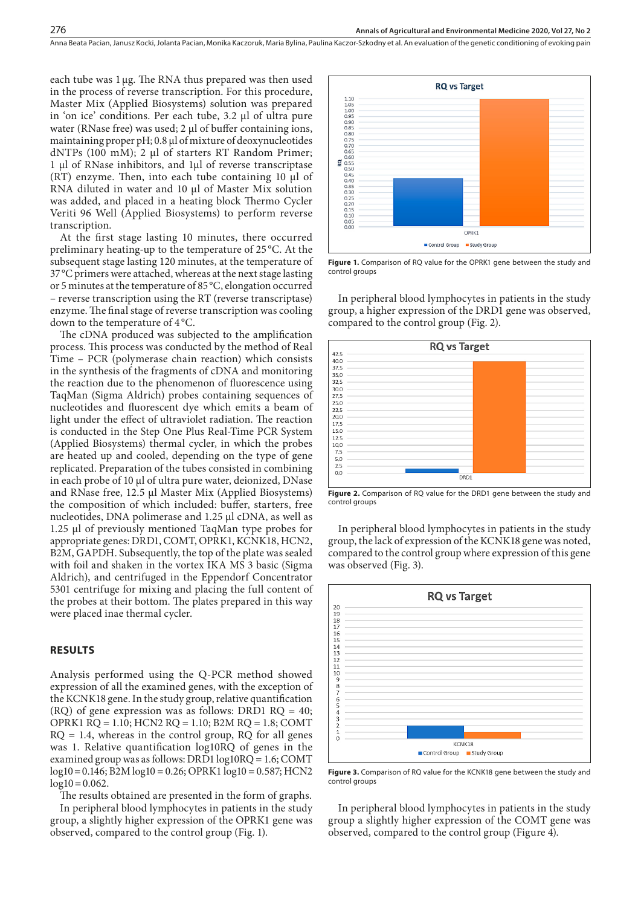each tube was 1 µg. The RNA thus prepared was then used in the process of reverse transcription. For this procedure, Master Mix (Applied Biosystems) solution was prepared in 'on ice' conditions. Per each tube, 3.2 µl of ultra pure water (RNase free) was used; 2 µl of buffer containing ions, maintaining proper pH; 0.8 µl of mixture of deoxynucleotides dNTPs (100 mM); 2 µl of starters RT Random Primer; 1 µl of RNase inhibitors, and 1µl of reverse transcriptase (RT) enzyme. Then, into each tube containing 10 µl of RNA diluted in water and 10 µl of Master Mix solution was added, and placed in a heating block Thermo Cycler Veriti 96 Well (Applied Biosystems) to perform reverse transcription.

At the first stage lasting 10 minutes, there occurred preliminary heating-up to the temperature of 25 °C. At the subsequent stage lasting 120 minutes, at the temperature of 37 °C primers were attached, whereas at the next stage lasting or 5 minutes at the temperature of 85 °C, elongation occurred – reverse transcription using the RT (reverse transcriptase) enzyme. The final stage of reverse transcription was cooling down to the temperature of 4 °C.

The cDNA produced was subjected to the amplification process. This process was conducted by the method of Real Time – PCR (polymerase chain reaction) which consists in the synthesis of the fragments of cDNA and monitoring the reaction due to the phenomenon of fluorescence using TaqMan (Sigma Aldrich) probes containing sequences of nucleotides and fluorescent dye which emits a beam of light under the effect of ultraviolet radiation. The reaction is conducted in the Step One Plus Real-Time PCR System (Applied Biosystems) thermal cycler, in which the probes are heated up and cooled, depending on the type of gene replicated. Preparation of the tubes consisted in combining in each probe of 10 µl of ultra pure water, deionized, DNase and RNase free, 12.5 µl Master Mix (Applied Biosystems) the composition of which included: buffer, starters, free nucleotides, DNA polimerase and 1.25 µl cDNA, as well as 1.25 µl of previously mentioned TaqMan type probes for appropriate genes: DRD1, COMT, OPRK1, KCNK18, HCN2, B2M, GAPDH. Subsequently, the top of the plate was sealed with foil and shaken in the vortex IKA MS 3 basic (Sigma Aldrich), and centrifuged in the Eppendorf Concentrator 5301 centrifuge for mixing and placing the full content of the probes at their bottom. The plates prepared in this way were placed inae thermal cycler.

## RESULTS

Analysis performed using the Q-PCR method showed expression of all the examined genes, with the exception of the KCNK18 gene. In the study group, relative quantification (RQ) of gene expression was as follows: DRD1 RQ = 40; OPRK1 RQ = 1.10; HCN2 RQ = 1.10; B2M RQ = 1.8; COMT RQ = 1.4, whereas in the control group, RQ for all genes was 1. Relative quantification log10RQ of genes in the examined group was as follows: DRD1 log10RQ = 1.6; COMT log10 = 0.146; B2M log10 = 0.26; OPRK1 log10 = 0.587; HCN2 log10 = 0.062.

The results obtained are presented in the form of graphs.

In peripheral blood lymphocytes in patients in the study group, a slightly higher expression of the OPRK1 gene was observed, compared to the control group (Fig. 1).

**Figure 1.** Comparison of RQ value for the OPRK1 gene between the study and control groups

In peripheral blood lymphocytes in patients in the study group, a higher expression of the DRD1 gene was observed, compared to the control group (Fig. 2).

**Figure 2.** Comparison of RQ value for the DRD1 gene between the study and control groups

In peripheral blood lymphocytes in patients in the study group, the lack of expression of the KCNK18 gene was noted, compared to the control group where expression of this gene was observed (Fig. 3).

**Figure 3.** Comparison of RQ value for the KCNK18 gene between the study and control groups

In peripheral blood lymphocytes in patients in the study group a slightly higher expression of the COMT gene was observed, compared to the control group (Figure 4).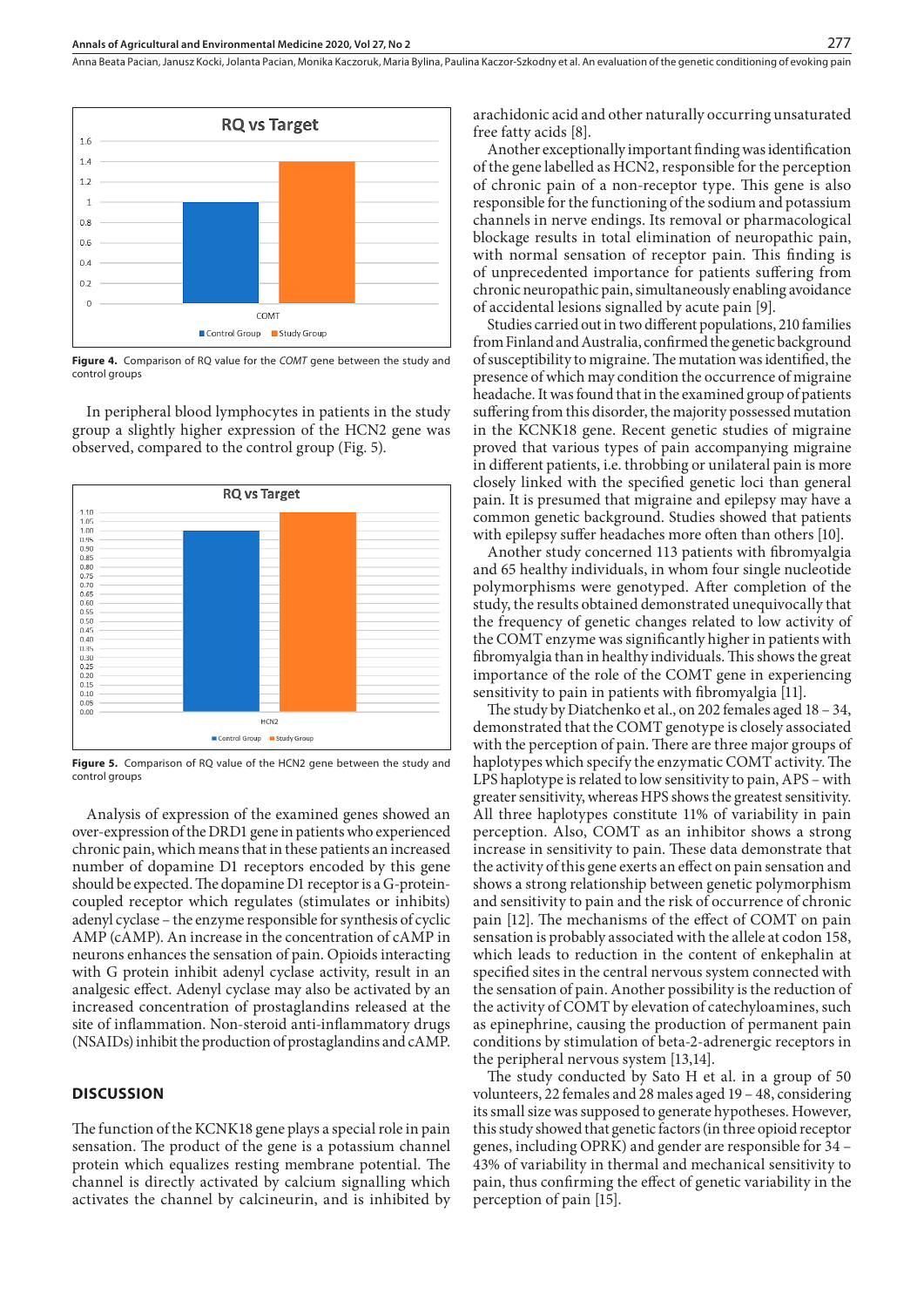**Figure 4.** Comparison of RQ value for the *COMT* gene between the study and control groups

In peripheral blood lymphocytes in patients in the study group a slightly higher expression of the HCN2 gene was observed, compared to the control group (Fig. 5).

**Figure 5.** Comparison of RQ value of the HCN2 gene between the study and control groups

Analysis of expression of the examined genes showed an over-expression of the DRD1 gene in patients who experienced chronic pain, which means that in these patients an increased number of dopamine D1 receptors encoded by this gene should be expected. The dopamine D1 receptor is a G-protein-coupled receptor which regulates (stimulates or inhibits) adenyl cyclase – the enzyme responsible for synthesis of cyclic AMP (cAMP). An increase in the concentration of cAMP in neurons enhances the sensation of pain. Opioids interacting with G protein inhibit adenyl cyclase activity, result in an analgesic effect. Adenyl cyclase may also be activated by an increased concentration of prostaglandins released at the site of inflammation. Non-steroid anti-inflammatory drugs (NSAIDs) inhibit the production of prostaglandins and cAMP.

## DISCUSSION

The function of the KCNK18 gene plays a special role in pain sensation. The product of the gene is a potassium channel protein which equalizes resting membrane potential. The channel is directly activated by calcium signalling which activates the channel by calcineurin, and is inhibited by arachidonic acid and other naturally occurring unsaturated free fatty acids [8].

Another exceptionally important finding was identification of the gene labelled as HCN2, responsible for the perception of chronic pain of a non-receptor type. This gene is also responsible for the functioning of the sodium and potassium channels in nerve endings. Its removal or pharmacological blockage results in total elimination of neuropathic pain, with normal sensation of receptor pain. This finding is of unprecedented importance for patients suffering from chronic neuropathic pain, simultaneously enabling avoidance of accidental lesions signalled by acute pain [9].

Studies carried out in two different populations, 210 families from Finland and Australia, confirmed the genetic background of susceptibility to migraine. The mutation was identified, the presence of which may condition the occurrence of migraine headache. It was found that in the examined group of patients suffering from this disorder, the majority possessed mutation in the KCNK18 gene. Recent genetic studies of migraine proved that various types of pain accompanying migraine in different patients, i.e. throbbing or unilateral pain is more closely linked with the specified genetic loci than general pain. It is presumed that migraine and epilepsy may have a common genetic background. Studies showed that patients with epilepsy suffer headaches more often than others [10].

Another study concerned 113 patients with fibromyalgia and 65 healthy individuals, in whom four single nucleotide polymorphisms were genotyped. After completion of the study, the results obtained demonstrated unequivocally that the frequency of genetic changes related to low activity of the COMT enzyme was significantly higher in patients with fibromyalgia than in healthy individuals. This shows the great importance of the role of the COMT gene in experiencing sensitivity to pain in patients with fibromyalgia [11].

The study by Diatchenko et al., on 202 females aged 18 – 34, demonstrated that the COMT genotype is closely associated with the perception of pain. There are three major groups of haplotypes which specify the enzymatic COMT activity. The LPS haplotype is related to low sensitivity to pain, APS – with greater sensitivity, whereas HPS shows the greatest sensitivity. All three haplotypes constitute 11% of variability in pain perception. Also, COMT as an inhibitor shows a strong increase in sensitivity to pain. These data demonstrate that the activity of this gene exerts an effect on pain sensation and shows a strong relationship between genetic polymorphism and sensitivity to pain and the risk of occurrence of chronic pain [12]. The mechanisms of the effect of COMT on pain sensation is probably associated with the allele at codon 158, which leads to reduction in the content of enkephalin at specified sites in the central nervous system connected with the sensation of pain. Another possibility is the reduction of the activity of COMT by elevation of catechloamines, such as epinephrine, causing the production of permanent pain conditions by stimulation of beta-2-adrenergic receptors in the peripheral nervous system [13,14].

The study conducted by Sato H et al. in a group of 50 volunteers, 22 females and 28 males aged 19 – 48, considering its small size was supposed to generate hypotheses. However, this study showed that genetic factors (in three opioid receptor genes, including OPRK) and gender are responsible for 34 – 43% of variability in thermal and mechanical sensitivity to pain, thus confirming the effect of genetic variability in the perception of pain [15].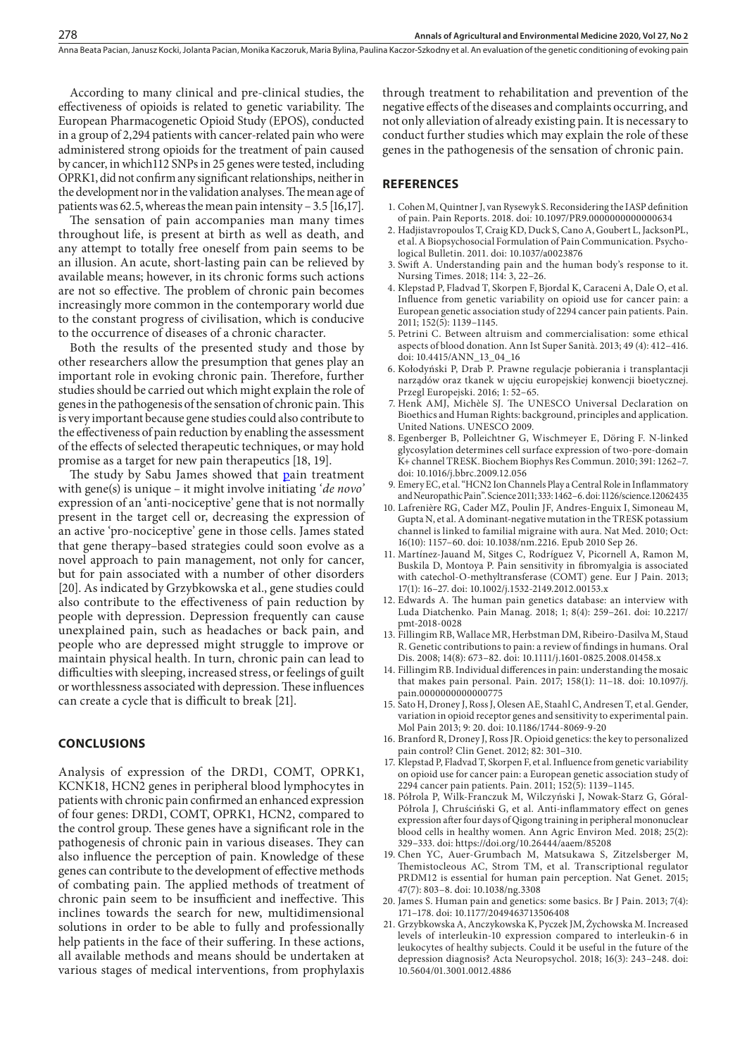According to many clinical and pre-clinical studies, the effectiveness of opioids is related to genetic variability. The European Pharmacogenetic Opioid Study (EPOS), conducted in a group of 2,294 patients with cancer-related pain who were administered strong opioids for the treatment of pain caused by cancer, in which112 SNPs in 25 genes were tested, including OPRK1, did not confirm any significant relationships, neither in the development nor in the validation analyses. The mean age of patients was 62.5, whereas the mean pain intensity – 3.5 [16,17].

The sensation of pain accompanies man many times throughout life, is present at birth as well as death, and any attempt to totally free oneself from pain seems to be an illusion. An acute, short-lasting pain can be relieved by available means; however, in its chronic forms such actions are not so effective. The problem of chronic pain becomes increasingly more common in the contemporary world due to the constant progress of civilisation, which is conducive to the occurrence of diseases of a chronic character.

Both the results of the presented study and those by other researchers allow the presumption that genes play an important role in evoking chronic pain. Therefore, further studies should be carried out which might explain the role of genes in the pathogenesis of the sensation of chronic pain. This is very important because gene studies could also contribute to the effectiveness of pain reduction by enabling the assessment of the effects of selected therapeutic techniques, or may hold promise as a target for new pain therapeutics [18, 19].

The study by Sabu James showed that pain treatment with gene(s) is unique – it might involve initiating '*de novo*' expression of an 'anti-nociceptive' gene that is not normally present in the target cell or, decreasing the expression of an active 'pro-nociceptive' gene in those cells. James stated that gene therapy–based strategies could soon evolve as a novel approach to pain management, not only for cancer, but for pain associated with a number of other disorders [20]. As indicated by Grzybkowska et al., gene studies could also contribute to the effectiveness of pain reduction by people with depression. Depression frequently can cause unexplained pain, such as headaches or back pain, and people who are depressed might struggle to improve or maintain physical health. In turn, chronic pain can lead to difficulties with sleeping, increased stress, or feelings of guilt or worthlessness associated with depression. These influences can create a cycle that is difficult to break [21].

## CONCLUSIONS

Analysis of expression of the DRD1, COMT, OPRK1, KCNK18, HCN2 genes in peripheral blood lymphocytes in patients with chronic pain confirmed an enhanced expression of four genes: DRD1, COMT, OPRK1, HCN2, compared to the control group. These genes have a significant role in the pathogenesis of chronic pain in various diseases. They can also influence the perception of pain. Knowledge of these genes can contribute to the development of effective methods of combating pain. The applied methods of treatment of chronic pain seem to be insufficient and ineffective. This inclines towards the search for new, multidimensional solutions in order to be able to fully and professionally help patients in the face of their suffering. In these actions, all available methods and means should be undertaken at various stages of medical interventions, from prophylaxis through treatment to rehabilitation and prevention of the negative effects of the diseases and complaints occurring, and not only alleviation of already existing pain. It is necessary to conduct further studies which may explain the role of these genes in the pathogenesis of the sensation of chronic pain.

## REFERENCES

1. Cohen M, Quintner J, van Rysewyk S. Reconsidering the IASP definition of pain. Pain Reports. 2018. doi: 10.1097/PR9.0000000000000634
2. Hadjistavropoulos T, Craig KD, Duck S, Cano A, Goubert L, JacksonPL, et al. A Biopsychosocial Formulation of Pain Communication. Psychological Bulletin. 2011. doi: 10.1037/a0023876
3. Swift A. Understanding pain and the human body's response to it. Nursing Times. 2018; 114: 3, 22–26.
4. Klepstad P, Fladvad T, Skorpen F, Bjordal K, Caraceni A, Dale O, et al. Influence from genetic variability on opioid use for cancer pain: a European genetic association study of 2294 cancer pain patients. Pain. 2011; 152(5): 1139–1145.
5. Petrini C. Between altruism and commercialisation: some ethical aspects of blood donation. Ann Ist Super Sanità. 2013; 49 (4): 412–416. doi: 10.4415/ANN_13_04_16
6. Kołodyński P, Drab P. Prawne regulacje pobierania i transplantacji narządów oraz tkanek w ujęciu europejskiej konwencji bioetycznej. Przegl Europejski. 2016; 1: 52–65.
7. Henk AMJ, Michèle SJ. The UNESCO Universal Declaration on Bioethics and Human Rights: background, principles and application. United Nations. UNESCO 2009.
8. Egenberger B, Polleichtner G, Wischmeyer E, Döring F. N-linked glycosylation determines cell surface expression of two-pore-domain K+ channel TRESK. Biochem Biophys Res Commun. 2010; 391: 1262–7. doi: 10.1016/j.bbrc.2009.12.056
9. Emery EC, et al. "HCN2 Ion Channels Play a Central Role in Inflammatory and Neuropathic Pain". Science 2011; 333: 1462–6. doi: 1126/science.12062435
10. Lafrenière RG, Cader MZ, Poulin JF, Andres-Enguix I, Simoneau M, Gupta N, et al. A dominant-negative mutation in the TRESK potassium channel is linked to familial migraine with aura. Nat Med. 2010; Oct: 16(10): 1157–60. doi: 10.1038/nm.2216. Epub 2010 Sep 26.
11. Martínez-Jauand M, Sitges C, Rodríguez V, Picornell A, Ramon M, Buskila D, Montoya P. Pain sensitivity in fibromyalgia is associated with catechol-O-methyltransferase (COMT) gene. Eur J Pain. 2013; 17(1): 16–27. doi: 10.1002/j.1532-2149.2012.00153.x
12. Edwards A. The human pain genetics database: an interview with Luda Diatchenko. Pain Manag. 2018; 1; 8(4): 259–261. doi: 10.2217/pmt-2018-0028
13. Fillingim RB, Wallace MR, Herbstman DM, Ribeiro-Dasilva M, Staud R. Genetic contributions to pain: a review of findings in humans. Oral Dis. 2008; 14(8): 673–82. doi: 10.1111/j.1601-0825.2008.01458.x
14. Fillingim RB. Individual differences in pain: understanding the mosaic that makes pain personal. Pain. 2017; 158(1): 11–18. doi: 10.1097/j.pain.0000000000000775
15. Sato H, Droney J, Ross J, Olesen AE, Staahl C, Andresen T, et al. Gender, variation in opioid receptor genes and sensitivity to experimental pain. Mol Pain 2013; 9: 20. doi: 10.1186/1744-8069-9-20
16. Branford R, Droney J, Ross JR. Opioid genetics: the key to personalized pain control? Clin Genet. 2012; 82: 301–310.
17. Klepstad P, Fladvad T, Skorpen F, et al. Influence from genetic variability on opioid use for cancer pain: a European genetic association study of 2294 cancer pain patients. Pain. 2011; 152(5): 1139–1145.
18. Półrola P, Wilk-Franczuk M, Wilczyński J, Nowak-Starz G, Góral-Półrola J, Chruściński G, et al. Anti-inflammatory effect on genes expression after four days of Qigong training in peripheral mononuclear blood cells in healthy women. Ann Agric Environ Med. 2018; 25(2): 329–333. doi: https://doi.org/10.26444/aaem/85208
19. Chen YC, Auer-Grumbach M, Matsukawa S, Zitzelsberger M, Themistocleous AC, Strom TM, et al. Transcriptional regulator PRDM12 is essential for human pain perception. Nat Genet. 2015; 47(7): 803–8. doi: 10.1038/ng.3308
20. James S. Human pain and genetics: some basics. Br J Pain. 2013; 7(4): 171–178. doi: 10.1177/2049463713506408
21. Grzybkowska A, Anczykowska K, Pyczek JM, Żychowska M. Increased levels of interleukin-10 expression compared to interleukin-6 in leukocytes of healthy subjects. Could it be useful in the future of the depression diagnosis? Acta Neuropsychol. 2018; 16(3): 243–248. doi: 10.5604/01.3001.0012.4886